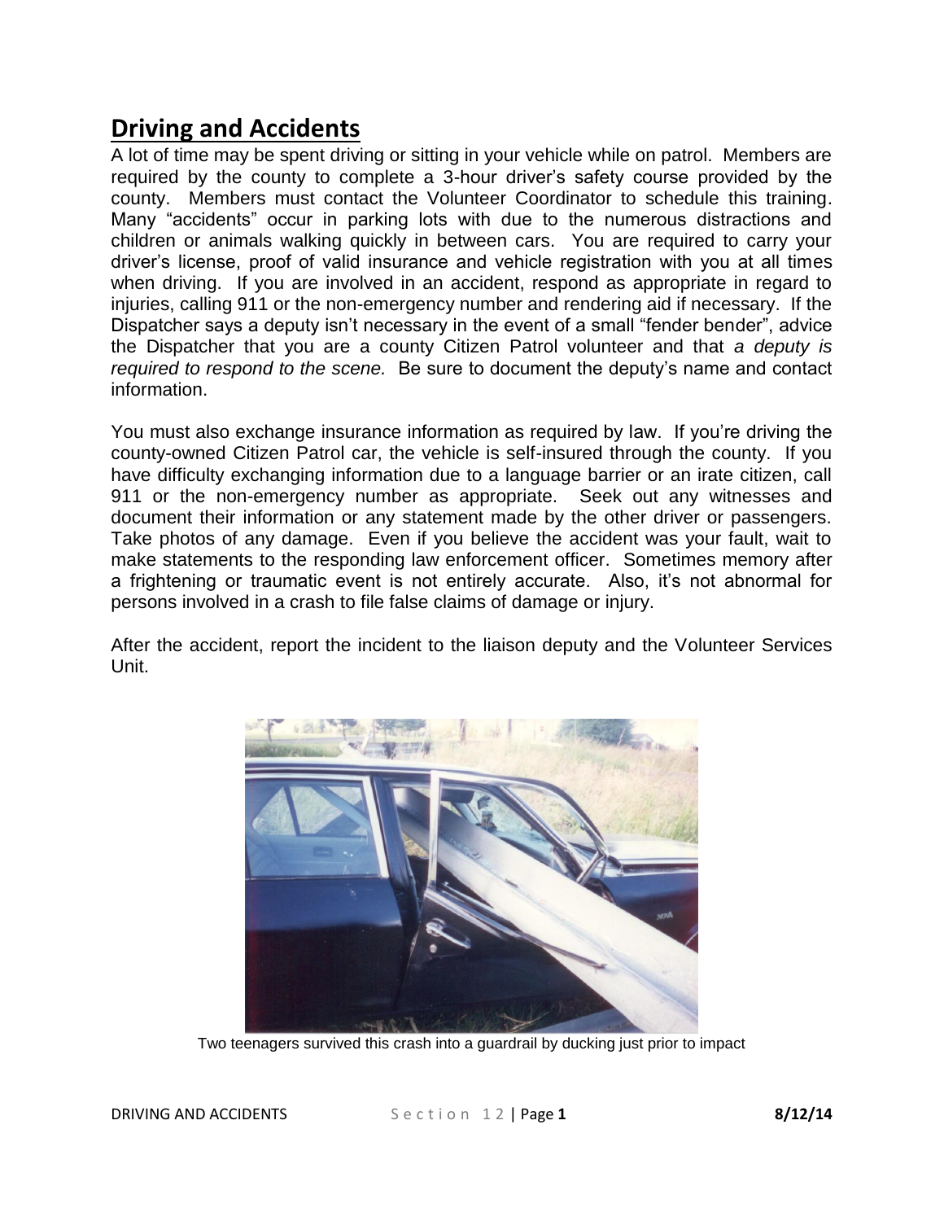# Driving and Accidents

A lot of time may be spent driving or sitting in your vehicle while on patrol. Members are required by the county to complete a 3-hour driver's safety course provided by the county. Members must contact the Volunteer Coordinator to schedule this training. Many "accidents" occur in parking lots with due to the numerous distractions and children or animals walking quickly in between cars. You are required to carry your driver's license, proof of valid insurance and vehicle registration with you at all times when driving. If you are involved in an accident, respond as appropriate in regard to injuries, calling 911 or the non-emergency number and rendering aid if necessary. If the Dispatcher says a deputy isn't necessary in the event of a small "fender bender", advice the Dispatcher that you are a county Citizen Patrol volunteer and that *a deputy is required to respond to the scene.* Be sure to document the deputy's name and contact information.

You must also exchange insurance information as required by law. If you're driving the county-owned Citizen Patrol car, the vehicle is self-insured through the county. If you have difficulty exchanging information due to a language barrier or an irate citizen, call 911 or the non-emergency number as appropriate. Seek out any witnesses and document their information or any statement made by the other driver or passengers. Take photos of any damage. Even if you believe the accident was your fault, wait to make statements to the responding law enforcement officer. Sometimes memory after a frightening or traumatic event is not entirely accurate. Also, it's not abnormal for persons involved in a crash to file false claims of damage or injury.

After the accident, report the incident to the liaison deputy and the Volunteer Services Unit.

Two teenagers survived this crash into a guardrail by ducking just prior to impact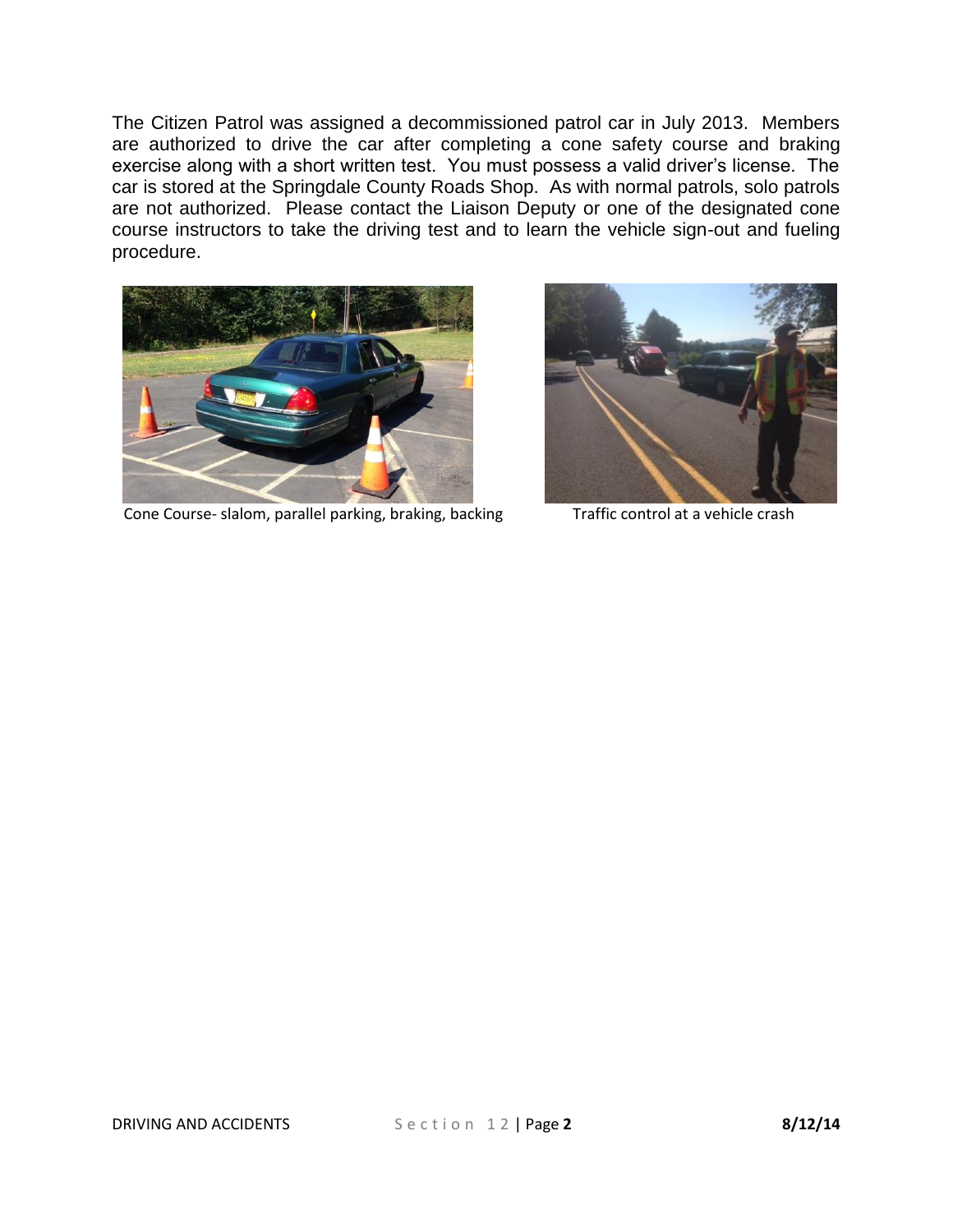The Citizen Patrol was assigned a decommissioned patrol car in July 2013. Members are authorized to drive the car after completing a cone safety course and braking exercise along with a short written test. You must possess a valid driver's license. The car is stored at the Springdale County Roads Shop. As with normal patrols, solo patrols are not authorized. Please contact the Liaison Deputy or one of the designated cone course instructors to take the driving test and to learn the vehicle sign-out and fueling procedure.

Cone Course- slalom, parallel parking, braking, backing

Traffic control at a vehicle crash